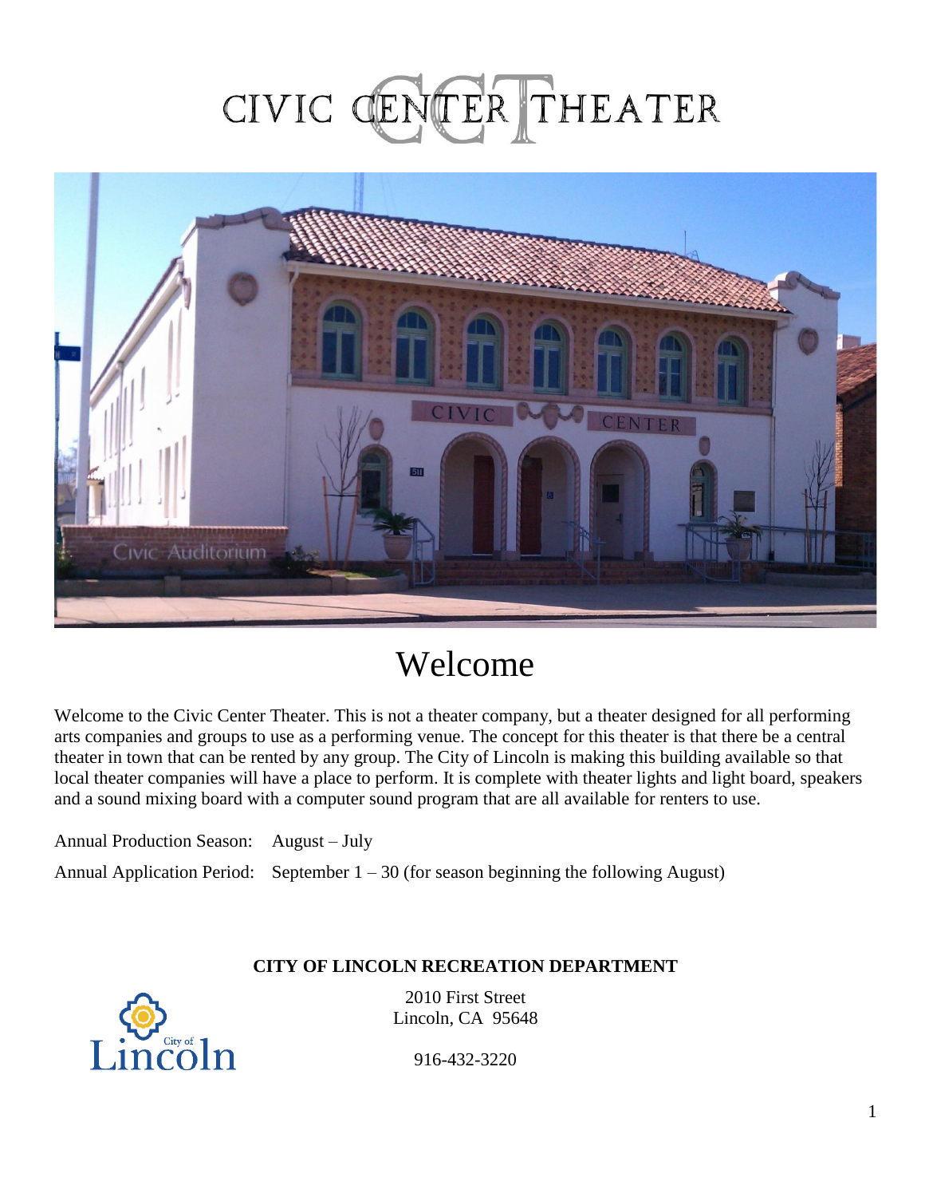# CIVIC CENTER THEATER

## Welcome

Welcome to the Civic Center Theater. This is not a theater company, but a theater designed for all performing arts companies and groups to use as a performing venue. The concept for this theater is that there be a central theater in town that can be rented by any group. The City of Lincoln is making this building available so that local theater companies will have a place to perform. It is complete with theater lights and light board, speakers and a sound mixing board with a computer sound program that are all available for renters to use.

Annual Production Season: August – July

Annual Application Period: September 1 – 30 (for season beginning the following August)

**CITY OF LINCOLN RECREATION DEPARTMENT**

2010 First Street
Lincoln, CA 95648

916-432-3220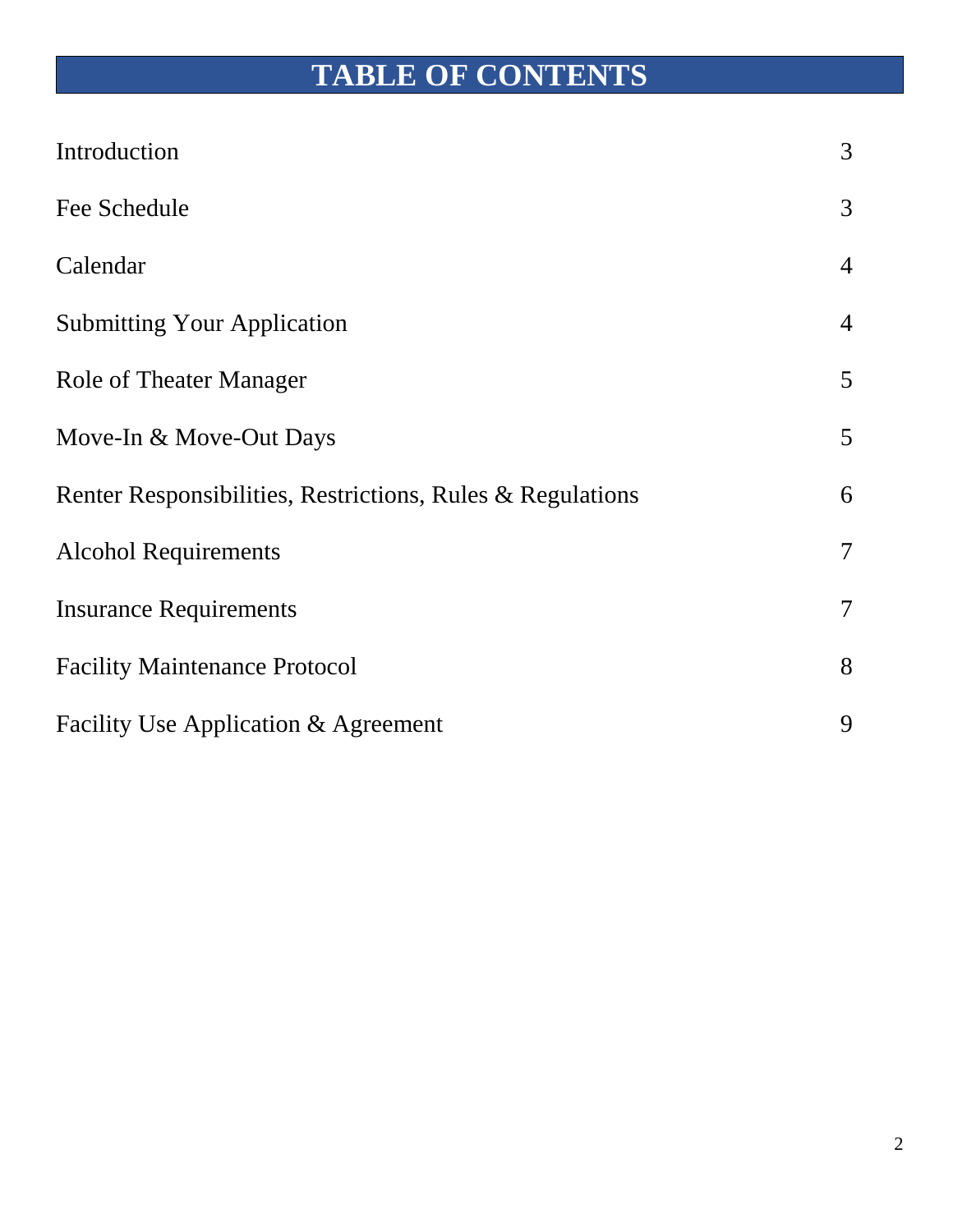# TABLE OF CONTENTS

| | |
|---|---|
| Introduction | 3 |
| Fee Schedule | 3 |
| Calendar | 4 |
| Submitting Your Application | 4 |
| Role of Theater Manager | 5 |
| Move-In & Move-Out Days | 5 |
| Renter Responsibilities, Restrictions, Rules & Regulations | 6 |
| Alcohol Requirements | 7 |
| Insurance Requirements | 7 |
| Facility Maintenance Protocol | 8 |
| Facility Use Application & Agreement | 9 |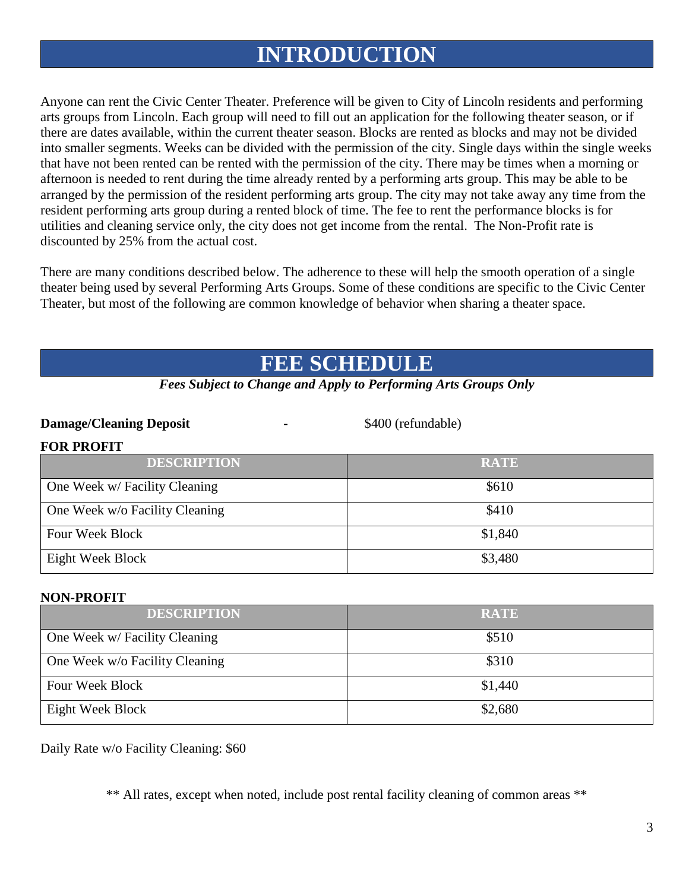# INTRODUCTION

Anyone can rent the Civic Center Theater. Preference will be given to City of Lincoln residents and performing arts groups from Lincoln. Each group will need to fill out an application for the following theater season, or if there are dates available, within the current theater season. Blocks are rented as blocks and may not be divided into smaller segments. Weeks can be divided with the permission of the city. Single days within the single weeks that have not been rented can be rented with the permission of the city. There may be times when a morning or afternoon is needed to rent during the time already rented by a performing arts group. This may be able to be arranged by the permission of the resident performing arts group. The city may not take away any time from the resident performing arts group during a rented block of time. The fee to rent the performance blocks is for utilities and cleaning service only, the city does not get income from the rental. The Non-Profit rate is discounted by 25% from the actual cost.

There are many conditions described below. The adherence to these will help the smooth operation of a single theater being used by several Performing Arts Groups. Some of these conditions are specific to the Civic Center Theater, but most of the following are common knowledge of behavior when sharing a theater space.

# FEE SCHEDULE

***Fees Subject to Change and Apply to Performing Arts Groups Only***

**Damage/Cleaning Deposit** - $400 (refundable)

**FOR PROFIT**

| DESCRIPTION | RATE |
|---|---|
| One Week w/ Facility Cleaning | $610 |
| One Week w/o Facility Cleaning | $410 |
| Four Week Block | $1,840 |
| Eight Week Block | $3,480 |

**NON-PROFIT**

| DESCRIPTION | RATE |
|---|---|
| One Week w/ Facility Cleaning | $510 |
| One Week w/o Facility Cleaning | $310 |
| Four Week Block | $1,440 |
| Eight Week Block | $2,680 |

Daily Rate w/o Facility Cleaning: $60

** All rates, except when noted, include post rental facility cleaning of common areas **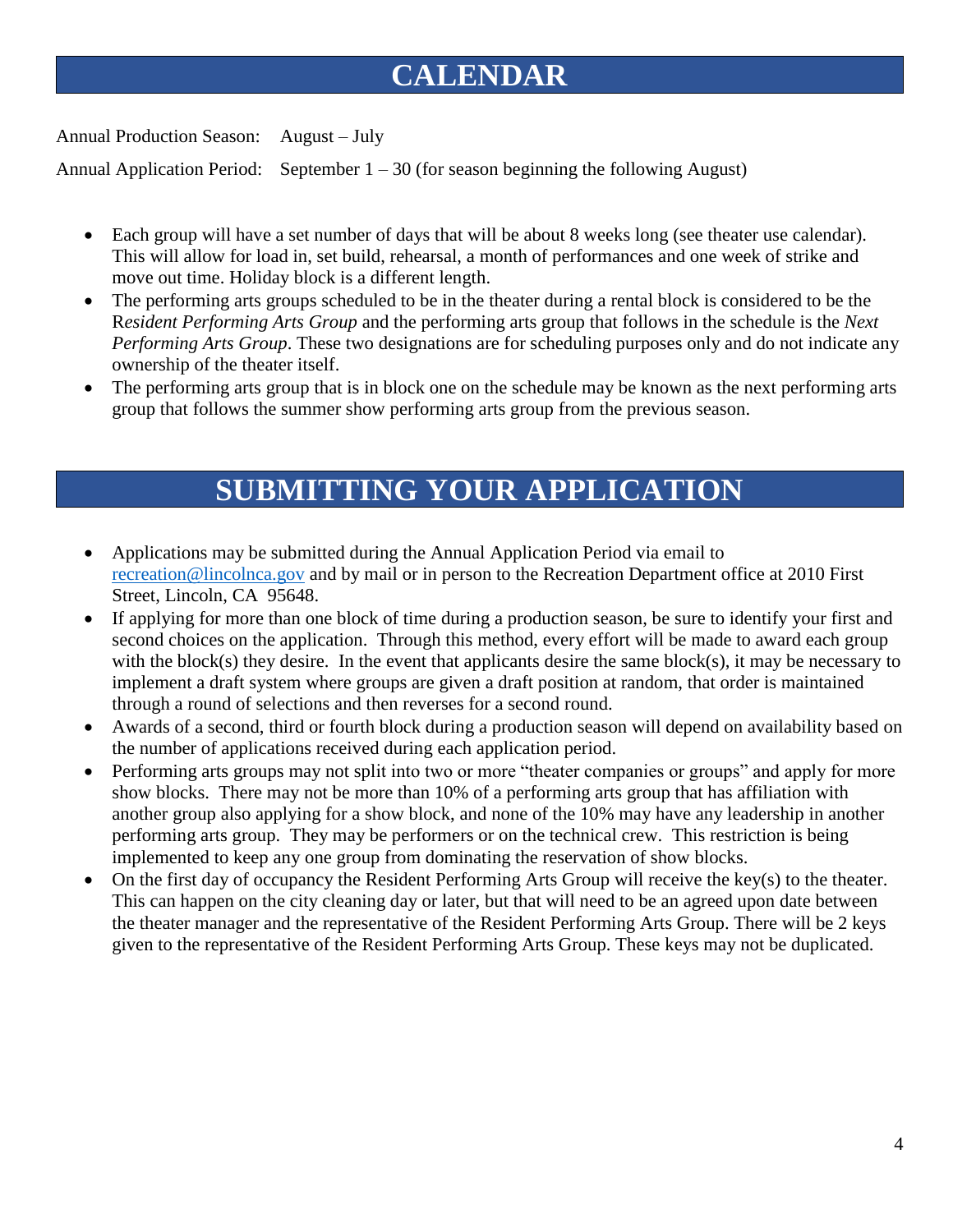# CALENDAR

Annual Production Season: August – July

Annual Application Period: September 1 – 30 (for season beginning the following August)

- Each group will have a set number of days that will be about 8 weeks long (see theater use calendar). This will allow for load in, set build, rehearsal, a month of performances and one week of strike and move out time. Holiday block is a different length.
- The performing arts groups scheduled to be in the theater during a rental block is considered to be the R*esident Performing Arts Group* and the performing arts group that follows in the schedule is the *Next Performing Arts Group*. These two designations are for scheduling purposes only and do not indicate any ownership of the theater itself.
- The performing arts group that is in block one on the schedule may be known as the next performing arts group that follows the summer show performing arts group from the previous season.

# SUBMITTING YOUR APPLICATION

- Applications may be submitted during the Annual Application Period via email to [recreation@lincolnca.gov](mailto:recreation@lincolnca.gov) and by mail or in person to the Recreation Department office at 2010 First Street, Lincoln, CA 95648.
- If applying for more than one block of time during a production season, be sure to identify your first and second choices on the application. Through this method, every effort will be made to award each group with the block(s) they desire. In the event that applicants desire the same block(s), it may be necessary to implement a draft system where groups are given a draft position at random, that order is maintained through a round of selections and then reverses for a second round.
- Awards of a second, third or fourth block during a production season will depend on availability based on the number of applications received during each application period.
- Performing arts groups may not split into two or more "theater companies or groups" and apply for more show blocks. There may not be more than 10% of a performing arts group that has affiliation with another group also applying for a show block, and none of the 10% may have any leadership in another performing arts group. They may be performers or on the technical crew. This restriction is being implemented to keep any one group from dominating the reservation of show blocks.
- On the first day of occupancy the Resident Performing Arts Group will receive the key(s) to the theater. This can happen on the city cleaning day or later, but that will need to be an agreed upon date between the theater manager and the representative of the Resident Performing Arts Group. There will be 2 keys given to the representative of the Resident Performing Arts Group. These keys may not be duplicated.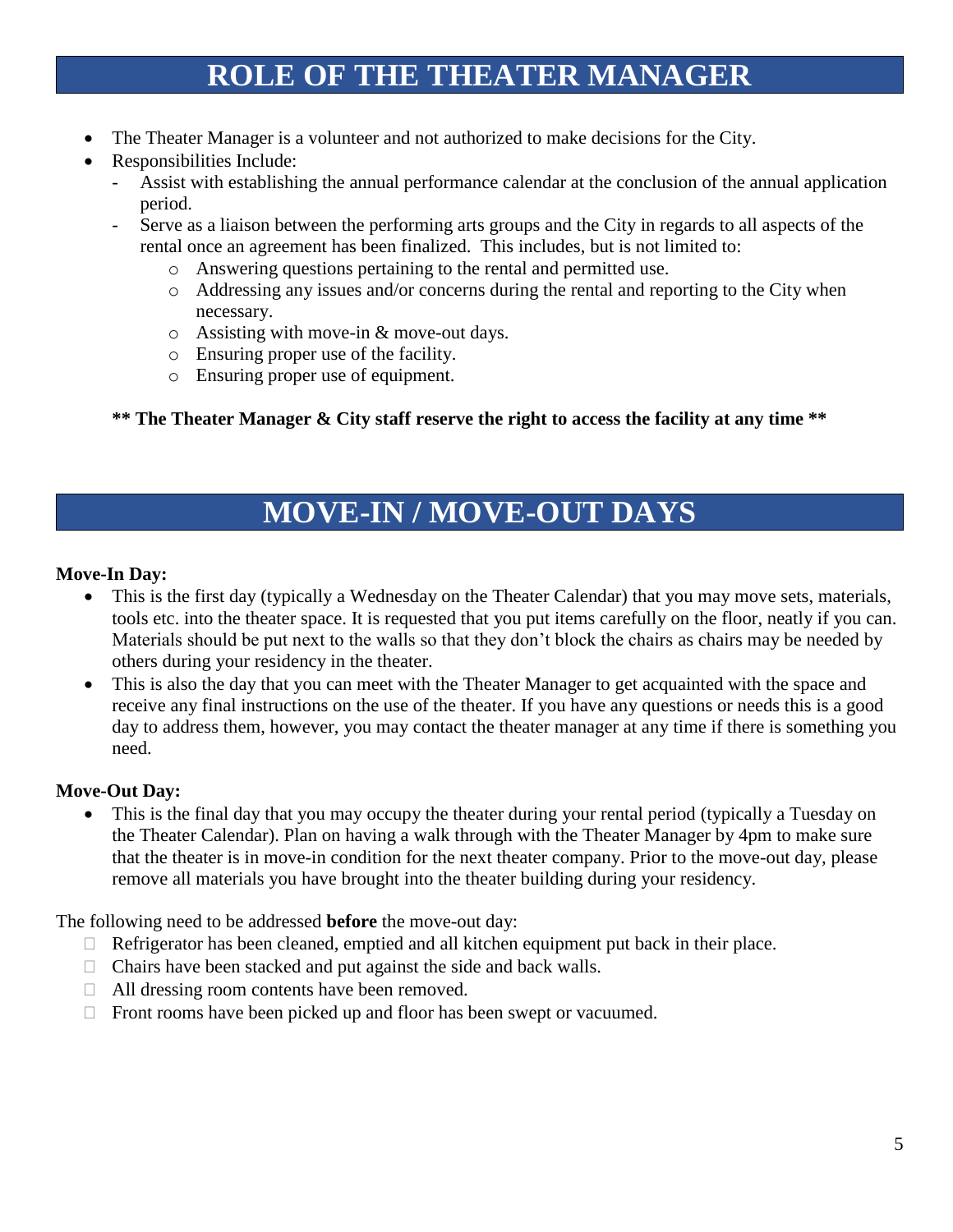# ROLE OF THE THEATER MANAGER

- The Theater Manager is a volunteer and not authorized to make decisions for the City.
- Responsibilities Include:
  - Assist with establishing the annual performance calendar at the conclusion of the annual application period.
  - Serve as a liaison between the performing arts groups and the City in regards to all aspects of the rental once an agreement has been finalized. This includes, but is not limited to:
    - Answering questions pertaining to the rental and permitted use.
    - Addressing any issues and/or concerns during the rental and reporting to the City when necessary.
    - Assisting with move-in & move-out days.
    - Ensuring proper use of the facility.
    - Ensuring proper use of equipment.

**** The Theater Manager & City staff reserve the right to access the facility at any time ****

# MOVE-IN / MOVE-OUT DAYS

**Move-In Day:**

- This is the first day (typically a Wednesday on the Theater Calendar) that you may move sets, materials, tools etc. into the theater space. It is requested that you put items carefully on the floor, neatly if you can. Materials should be put next to the walls so that they don't block the chairs as chairs may be needed by others during your residency in the theater.
- This is also the day that you can meet with the Theater Manager to get acquainted with the space and receive any final instructions on the use of the theater. If you have any questions or needs this is a good day to address them, however, you may contact the theater manager at any time if there is something you need.

**Move-Out Day:**

- This is the final day that you may occupy the theater during your rental period (typically a Tuesday on the Theater Calendar). Plan on having a walk through with the Theater Manager by 4pm to make sure that the theater is in move-in condition for the next theater company. Prior to the move-out day, please remove all materials you have brought into the theater building during your residency.

The following need to be addressed **before** the move-out day:

- [ ] Refrigerator has been cleaned, emptied and all kitchen equipment put back in their place.
- [ ] Chairs have been stacked and put against the side and back walls.
- [ ] All dressing room contents have been removed.
- [ ] Front rooms have been picked up and floor has been swept or vacuumed.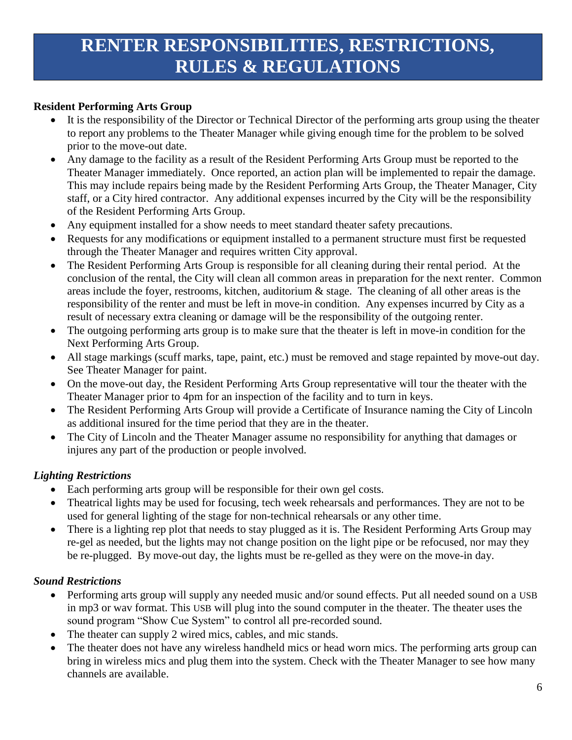# RENTER RESPONSIBILITIES, RESTRICTIONS, RULES & REGULATIONS

**Resident Performing Arts Group**

- It is the responsibility of the Director or Technical Director of the performing arts group using the theater to report any problems to the Theater Manager while giving enough time for the problem to be solved prior to the move-out date.
- Any damage to the facility as a result of the Resident Performing Arts Group must be reported to the Theater Manager immediately. Once reported, an action plan will be implemented to repair the damage. This may include repairs being made by the Resident Performing Arts Group, the Theater Manager, City staff, or a City hired contractor. Any additional expenses incurred by the City will be the responsibility of the Resident Performing Arts Group.
- Any equipment installed for a show needs to meet standard theater safety precautions.
- Requests for any modifications or equipment installed to a permanent structure must first be requested through the Theater Manager and requires written City approval.
- The Resident Performing Arts Group is responsible for all cleaning during their rental period. At the conclusion of the rental, the City will clean all common areas in preparation for the next renter. Common areas include the foyer, restrooms, kitchen, auditorium & stage. The cleaning of all other areas is the responsibility of the renter and must be left in move-in condition. Any expenses incurred by City as a result of necessary extra cleaning or damage will be the responsibility of the outgoing renter.
- The outgoing performing arts group is to make sure that the theater is left in move-in condition for the Next Performing Arts Group.
- All stage markings (scuff marks, tape, paint, etc.) must be removed and stage repainted by move-out day. See Theater Manager for paint.
- On the move-out day, the Resident Performing Arts Group representative will tour the theater with the Theater Manager prior to 4pm for an inspection of the facility and to turn in keys.
- The Resident Performing Arts Group will provide a Certificate of Insurance naming the City of Lincoln as additional insured for the time period that they are in the theater.
- The City of Lincoln and the Theater Manager assume no responsibility for anything that damages or injures any part of the production or people involved.

***Lighting Restrictions***

- Each performing arts group will be responsible for their own gel costs.
- Theatrical lights may be used for focusing, tech week rehearsals and performances. They are not to be used for general lighting of the stage for non-technical rehearsals or any other time.
- There is a lighting rep plot that needs to stay plugged as it is. The Resident Performing Arts Group may re-gel as needed, but the lights may not change position on the light pipe or be refocused, nor may they be re-plugged. By move-out day, the lights must be re-gelled as they were on the move-in day.

***Sound Restrictions***

- Performing arts group will supply any needed music and/or sound effects. Put all needed sound on a USB in mp3 or wav format. This USB will plug into the sound computer in the theater. The theater uses the sound program "Show Cue System" to control all pre-recorded sound.
- The theater can supply 2 wired mics, cables, and mic stands.
- The theater does not have any wireless handheld mics or head worn mics. The performing arts group can bring in wireless mics and plug them into the system. Check with the Theater Manager to see how many channels are available.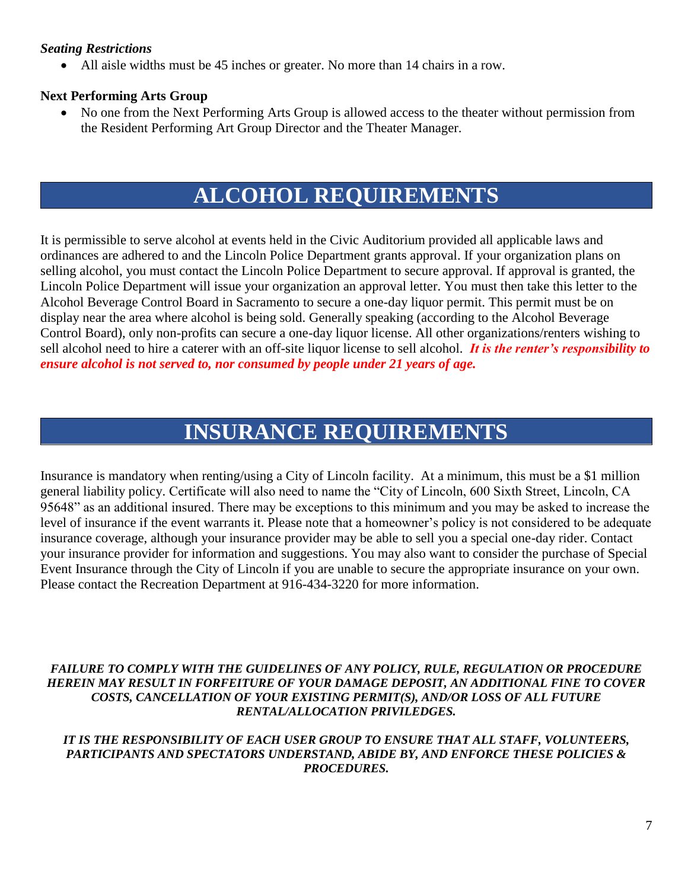### *Seating Restrictions*

- All aisle widths must be 45 inches or greater. No more than 14 chairs in a row.

### Next Performing Arts Group

- No one from the Next Performing Arts Group is allowed access to the theater without permission from the Resident Performing Art Group Director and the Theater Manager.

## ALCOHOL REQUIREMENTS

It is permissible to serve alcohol at events held in the Civic Auditorium provided all applicable laws and ordinances are adhered to and the Lincoln Police Department grants approval. If your organization plans on selling alcohol, you must contact the Lincoln Police Department to secure approval. If approval is granted, the Lincoln Police Department will issue your organization an approval letter. You must then take this letter to the Alcohol Beverage Control Board in Sacramento to secure a one-day liquor permit. This permit must be on display near the area where alcohol is being sold. Generally speaking (according to the Alcohol Beverage Control Board), only non-profits can secure a one-day liquor license. All other organizations/renters wishing to sell alcohol need to hire a caterer with an off-site liquor license to sell alcohol. ***It is the renter's responsibility to ensure alcohol is not served to, nor consumed by people under 21 years of age.***

## INSURANCE REQUIREMENTS

Insurance is mandatory when renting/using a City of Lincoln facility. At a minimum, this must be a $1 million general liability policy. Certificate will also need to name the "City of Lincoln, 600 Sixth Street, Lincoln, CA 95648" as an additional insured. There may be exceptions to this minimum and you may be asked to increase the level of insurance if the event warrants it. Please note that a homeowner's policy is not considered to be adequate insurance coverage, although your insurance provider may be able to sell you a special one-day rider. Contact your insurance provider for information and suggestions. You may also want to consider the purchase of Special Event Insurance through the City of Lincoln if you are unable to secure the appropriate insurance on your own. Please contact the Recreation Department at 916-434-3220 for more information.

***FAILURE TO COMPLY WITH THE GUIDELINES OF ANY POLICY, RULE, REGULATION OR PROCEDURE HEREIN MAY RESULT IN FORFEITURE OF YOUR DAMAGE DEPOSIT, AN ADDITIONAL FINE TO COVER COSTS, CANCELLATION OF YOUR EXISTING PERMIT(S), AND/OR LOSS OF ALL FUTURE RENTAL/ALLOCATION PRIVILEDGES.***

***IT IS THE RESPONSIBILITY OF EACH USER GROUP TO ENSURE THAT ALL STAFF, VOLUNTEERS, PARTICIPANTS AND SPECTATORS UNDERSTAND, ABIDE BY, AND ENFORCE THESE POLICIES & PROCEDURES.***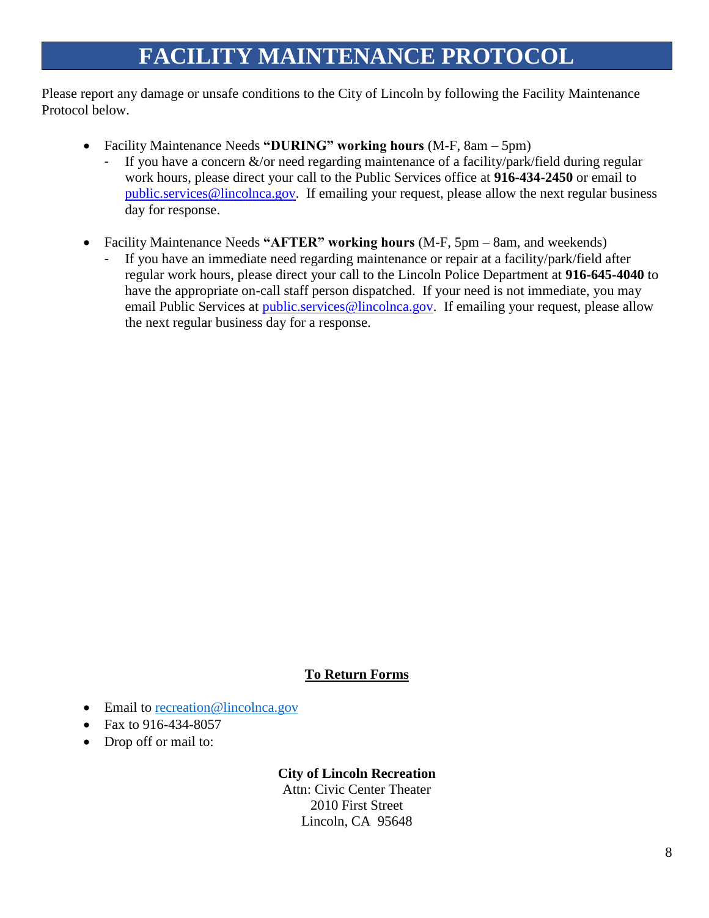# FACILITY MAINTENANCE PROTOCOL

Please report any damage or unsafe conditions to the City of Lincoln by following the Facility Maintenance Protocol below.

- Facility Maintenance Needs **"DURING" working hours** (M-F, 8am – 5pm)
  - If you have a concern &/or need regarding maintenance of a facility/park/field during regular work hours, please direct your call to the Public Services office at **916-434-2450** or email to public.services@lincolnca.gov. If emailing your request, please allow the next regular business day for response.

- Facility Maintenance Needs **"AFTER" working hours** (M-F, 5pm – 8am, and weekends)
  - If you have an immediate need regarding maintenance or repair at a facility/park/field after regular work hours, please direct your call to the Lincoln Police Department at **916-645-4040** to have the appropriate on-call staff person dispatched. If your need is not immediate, you may email Public Services at public.services@lincolnca.gov. If emailing your request, please allow the next regular business day for a response.

**To Return Forms**

- Email to recreation@lincolnca.gov
- Fax to 916-434-8057
- Drop off or mail to:

**City of Lincoln Recreation**
Attn: Civic Center Theater
2010 First Street
Lincoln, CA 95648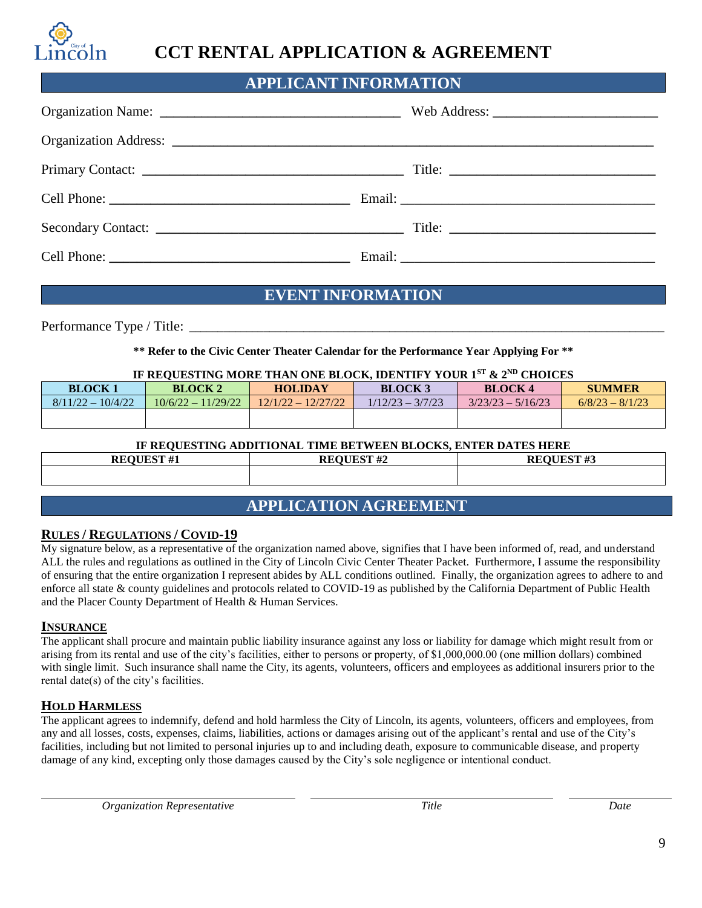City of Lincoln

# CCT RENTAL APPLICATION & AGREEMENT

## APPLICANT INFORMATION

Organization Name: ___________________________________ Web Address: ________________________

Organization Address: ______________________________________________________________________

Primary Contact: ______________________________________ Title: ______________________________

Cell Phone: ___________________________________ Email: _____________________________________

Secondary Contact: ____________________________________ Title: ______________________________

Cell Phone: ___________________________________ Email: _____________________________________

## EVENT INFORMATION

Performance Type / Title: _____________________________________________________________________

**\*\* Refer to the Civic Center Theater Calendar for the Performance Year Applying For \*\***

**IF REQUESTING MORE THAN ONE BLOCK, IDENTIFY YOUR 1ST & 2ND CHOICES**

| BLOCK 1 | BLOCK 2 | HOLIDAY | BLOCK 3 | BLOCK 4 | SUMMER |
|---|---|---|---|---|---|
| 8/11/22 – 10/4/22 | 10/6/22 – 11/29/22 | 12/1/22 – 12/27/22 | 1/12/23 – 3/7/23 | 3/23/23 – 5/16/23 | 6/8/23 – 8/1/23 |
| | | | | | |

**IF REQUESTING ADDITIONAL TIME BETWEEN BLOCKS, ENTER DATES HERE**

| REQUEST #1 | REQUEST #2 | REQUEST #3 |
|---|---|---|
| | | |

## APPLICATION AGREEMENT

**RULES / REGULATIONS / COVID-19**

My signature below, as a representative of the organization named above, signifies that I have been informed of, read, and understand ALL the rules and regulations as outlined in the City of Lincoln Civic Center Theater Packet. Furthermore, I assume the responsibility of ensuring that the entire organization I represent abides by ALL conditions outlined. Finally, the organization agrees to adhere to and enforce all state & county guidelines and protocols related to COVID-19 as published by the California Department of Public Health and the Placer County Department of Health & Human Services.

**INSURANCE**

The applicant shall procure and maintain public liability insurance against any loss or liability for damage which might result from or arising from its rental and use of the city's facilities, either to persons or property, of $1,000,000.00 (one million dollars) combined with single limit. Such insurance shall name the City, its agents, volunteers, officers and employees as additional insurers prior to the rental date(s) of the city's facilities.

**HOLD HARMLESS**

The applicant agrees to indemnify, defend and hold harmless the City of Lincoln, its agents, volunteers, officers and employees, from any and all losses, costs, expenses, claims, liabilities, actions or damages arising out of the applicant's rental and use of the City's facilities, including but not limited to personal injuries up to and including death, exposure to communicable disease, and property damage of any kind, excepting only those damages caused by the City's sole negligence or intentional conduct.

_________________________________ _________________________________ _______________

*Organization Representative* *Title* *Date*